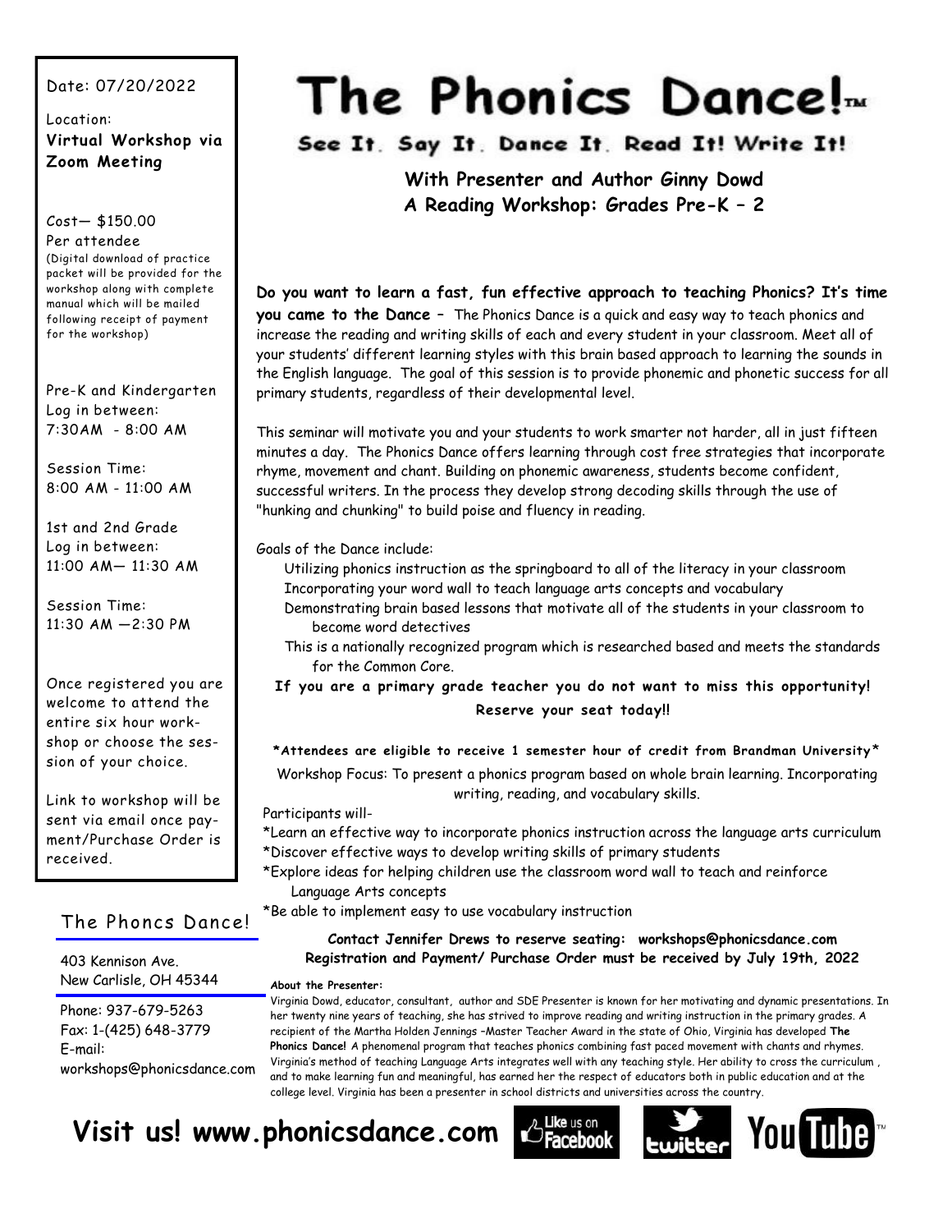# The Phonics Dance!™

## See It. Say It. Dance It. Read It! Write It!

### With Presenter and Author Ginny Dowd
### A Reading Workshop: Grades Pre-K – 2

Date: 07/20/2022

Location:
**Virtual Workshop via Zoom Meeting**

Cost— $150.00
Per attendee
(Digital download of practice packet will be provided for the workshop along with complete manual which will be mailed following receipt of payment for the workshop)

Pre-K and Kindergarten
Log in between:
7:30AM - 8:00 AM

Session Time:
8:00 AM - 11:00 AM

1st and 2nd Grade
Log in between:
11:00 AM— 11:30 AM

Session Time:
11:30 AM —2:30 PM

Once registered you are welcome to attend the entire six hour workshop or choose the session of your choice.

Link to workshop will be sent via email once payment/Purchase Order is received.

**Do you want to learn a fast, fun effective approach to teaching Phonics? It's time you came to the Dance –** The Phonics Dance is a quick and easy way to teach phonics and increase the reading and writing skills of each and every student in your classroom. Meet all of your students' different learning styles with this brain based approach to learning the sounds in the English language. The goal of this session is to provide phonemic and phonetic success for all primary students, regardless of their developmental level.

This seminar will motivate you and your students to work smarter not harder, all in just fifteen minutes a day. The Phonics Dance offers learning through cost free strategies that incorporate rhyme, movement and chant. Building on phonemic awareness, students become confident, successful writers. In the process they develop strong decoding skills through the use of "hunking and chunking" to build poise and fluency in reading.

Goals of the Dance include:

- Utilizing phonics instruction as the springboard to all of the literacy in your classroom
- Incorporating your word wall to teach language arts concepts and vocabulary
- Demonstrating brain based lessons that motivate all of the students in your classroom to become word detectives
- This is a nationally recognized program which is researched based and meets the standards for the Common Core.

**If you are a primary grade teacher you do not want to miss this opportunity!**

**Reserve your seat today!!**

**\*Attendees are eligible to receive 1 semester hour of credit from Brandman University\***

Workshop Focus: To present a phonics program based on whole brain learning. Incorporating writing, reading, and vocabulary skills.

Participants will-

*Learn an effective way to incorporate phonics instruction across the language arts curriculum
*Discover effective ways to develop writing skills of primary students
*Explore ideas for helping children use the classroom word wall to teach and reinforce Language Arts concepts
*Be able to implement easy to use vocabulary instruction

**Contact Jennifer Drews to reserve seating: workshops@phonicsdance.com**
**Registration and Payment/ Purchase Order must be received by July 19th, 2022**

**About the Presenter:**

Virginia Dowd, educator, consultant, author and SDE Presenter is known for her motivating and dynamic presentations. In her twenty nine years of teaching, she has strived to improve reading and writing instruction in the primary grades. A recipient of the Martha Holden Jennings –Master Teacher Award in the state of Ohio, Virginia has developed **The Phonics Dance!** A phenomenal program that teaches phonics combining fast paced movement with chants and rhymes. Virginia's method of teaching Language Arts integrates well with any teaching style. Her ability to cross the curriculum , and to make learning fun and meaningful, has earned her the respect of educators both in public education and at the college level. Virginia has been a presenter in school districts and universities across the country.

## The Phoncs Dance!

403 Kennison Ave.
New Carlisle, OH 45344

Phone: 937-679-5263
Fax: 1-(425) 648-3779
E-mail:
workshops@phonicsdance.com

**Visit us! www.phonicsdance.com**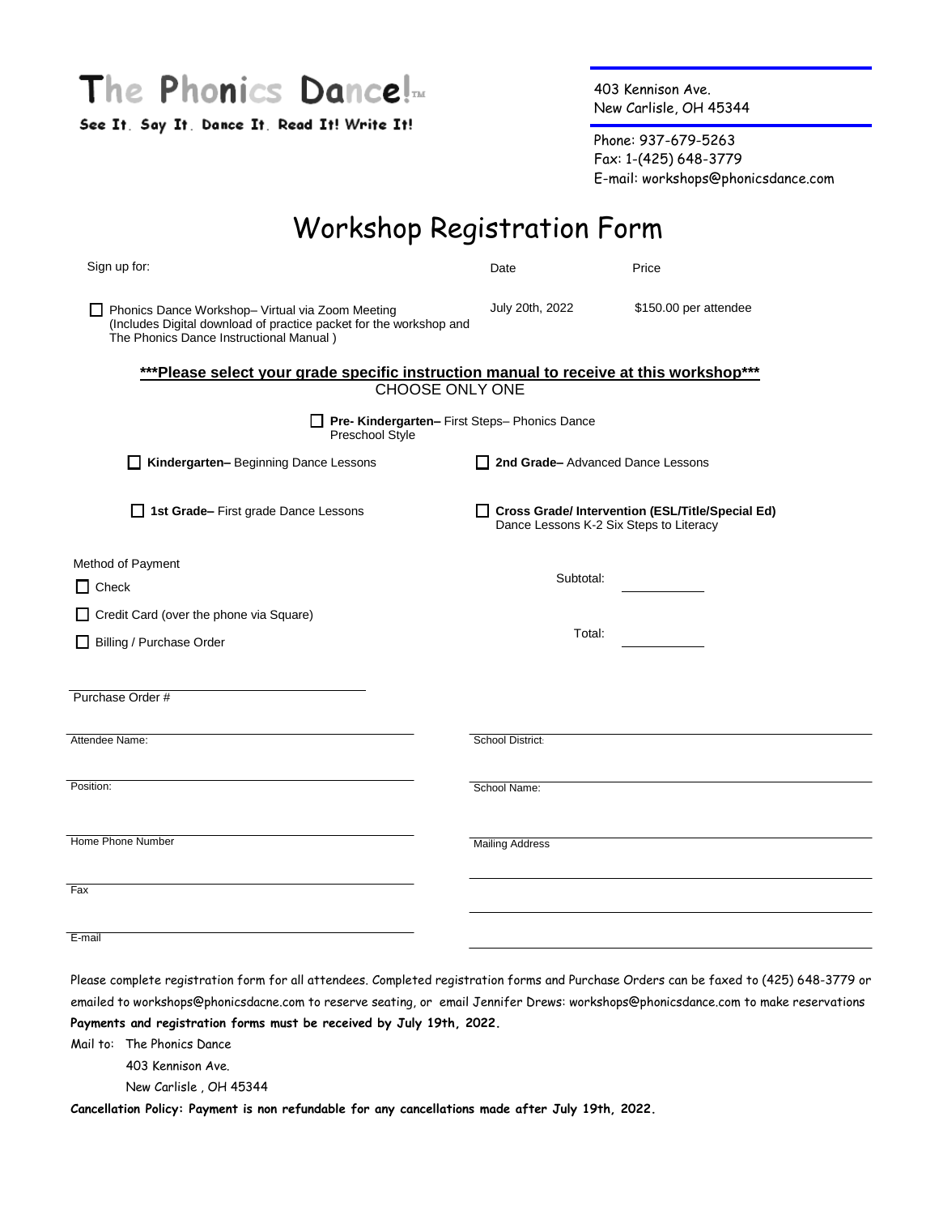# The Phonics Dance!™

**See It. Say It. Dance It. Read It! Write It!**

403 Kennison Ave.
New Carlisle, OH 45344

Phone: 937-679-5263
Fax: 1-(425) 648-3779
E-mail: workshops@phonicsdance.com

## Workshop Registration Form

| Sign up for: | Date | Price |
|---|---|---|
| ☐ Phonics Dance Workshop– Virtual via Zoom Meeting (Includes Digital download of practice packet for the workshop and The Phonics Dance Instructional Manual ) | July 20th, 2022 | $150.00 per attendee |

**\*\*\*Please select your grade specific instruction manual to receive at this workshop\*\*\***
CHOOSE ONLY ONE

☐ **Pre- Kindergarten–** First Steps– Phonics Dance Preschool Style

☐ **Kindergarten–** Beginning Dance Lessons

☐ **2nd Grade–** Advanced Dance Lessons

☐ **1st Grade–** First grade Dance Lessons

☐ **Cross Grade/ Intervention (ESL/Title/Special Ed)** Dance Lessons K-2 Six Steps to Literacy

Method of Payment

☐ Check

☐ Credit Card (over the phone via Square)

☐ Billing / Purchase Order

Subtotal: ____________

Total: ____________

Purchase Order #

Attendee Name:

School District:

Position:

School Name:

Home Phone Number

Mailing Address

Fax

E-mail

Please complete registration form for all attendees. Completed registration forms and Purchase Orders can be faxed to (425) 648-3779 or emailed to workshops@phonicsdacne.com to reserve seating, or email Jennifer Drews: workshops@phonicsdance.com to make reservations

**Payments and registration forms must be received by July 19th, 2022.**

Mail to: The Phonics Dance
403 Kennison Ave.
New Carlisle , OH 45344

**Cancellation Policy: Payment is non refundable for any cancellations made after July 19th, 2022.**